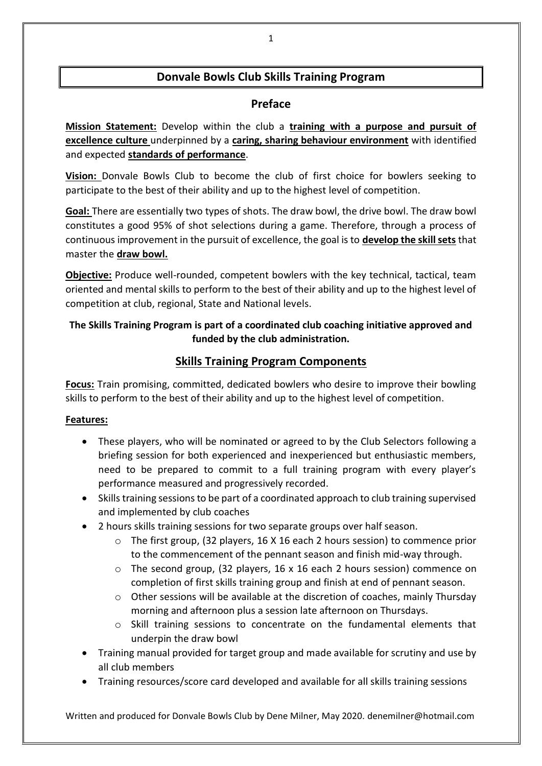# Donvale Bowls Club Skills Training Program

## Preface

**Mission Statement:** Develop within the club a **training with a purpose and pursuit of excellence culture** underpinned by a **caring, sharing behaviour environment** with identified and expected **standards of performance**.

**Vision:** Donvale Bowls Club to become the club of first choice for bowlers seeking to participate to the best of their ability and up to the highest level of competition.

**Goal:** There are essentially two types of shots. The draw bowl, the drive bowl. The draw bowl constitutes a good 95% of shot selections during a game. Therefore, through a process of continuous improvement in the pursuit of excellence, the goal is to **develop the skill sets** that master the **draw bowl.**

**Objective:** Produce well-rounded, competent bowlers with the key technical, tactical, team oriented and mental skills to perform to the best of their ability and up to the highest level of competition at club, regional, State and National levels.

**The Skills Training Program is part of a coordinated club coaching initiative approved and funded by the club administration.**

## Skills Training Program Components

**Focus:** Train promising, committed, dedicated bowlers who desire to improve their bowling skills to perform to the best of their ability and up to the highest level of competition.

**Features:**

- These players, who will be nominated or agreed to by the Club Selectors following a briefing session for both experienced and inexperienced but enthusiastic members, need to be prepared to commit to a full training program with every player's performance measured and progressively recorded.
- Skills training sessions to be part of a coordinated approach to club training supervised and implemented by club coaches
- 2 hours skills training sessions for two separate groups over half season.
  - The first group, (32 players, 16 X 16 each 2 hours session) to commence prior to the commencement of the pennant season and finish mid-way through.
  - The second group, (32 players, 16 x 16 each 2 hours session) commence on completion of first skills training group and finish at end of pennant season.
  - Other sessions will be available at the discretion of coaches, mainly Thursday morning and afternoon plus a session late afternoon on Thursdays.
  - Skill training sessions to concentrate on the fundamental elements that underpin the draw bowl
- Training manual provided for target group and made available for scrutiny and use by all club members
- Training resources/score card developed and available for all skills training sessions

Written and produced for Donvale Bowls Club by Dene Milner, May 2020. denemilner@hotmail.com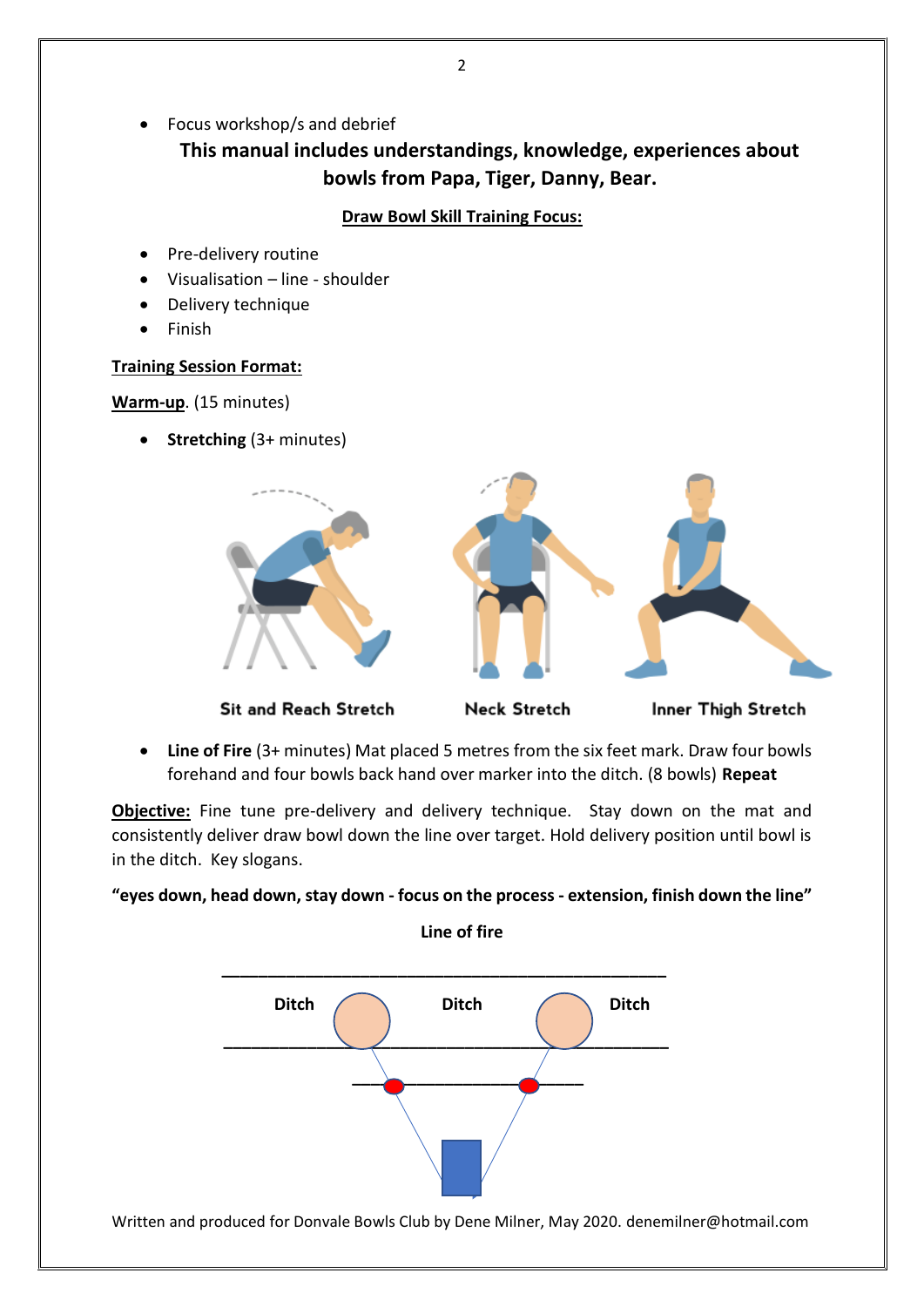- Focus workshop/s and debrief

**This manual includes understandings, knowledge, experiences about bowls from Papa, Tiger, Danny, Bear.**

**Draw Bowl Skill Training Focus:**

- Pre-delivery routine
- Visualisation – line - shoulder
- Delivery technique
- Finish

**Training Session Format:**

**Warm-up**. (15 minutes)

- **Stretching** (3+ minutes)

Sit and Reach Stretch    Neck Stretch    Inner Thigh Stretch

- **Line of Fire** (3+ minutes) Mat placed 5 metres from the six feet mark. Draw four bowls forehand and four bowls back hand over marker into the ditch. (8 bowls) **Repeat**

**Objective:** Fine tune pre-delivery and delivery technique. Stay down on the mat and consistently deliver draw bowl down the line over target. Hold delivery position until bowl is in the ditch. Key slogans.

**"eyes down, head down, stay down - focus on the process - extension, finish down the line"**

**Line of fire**

Ditch    Ditch    Ditch

Written and produced for Donvale Bowls Club by Dene Milner, May 2020. denemilner@hotmail.com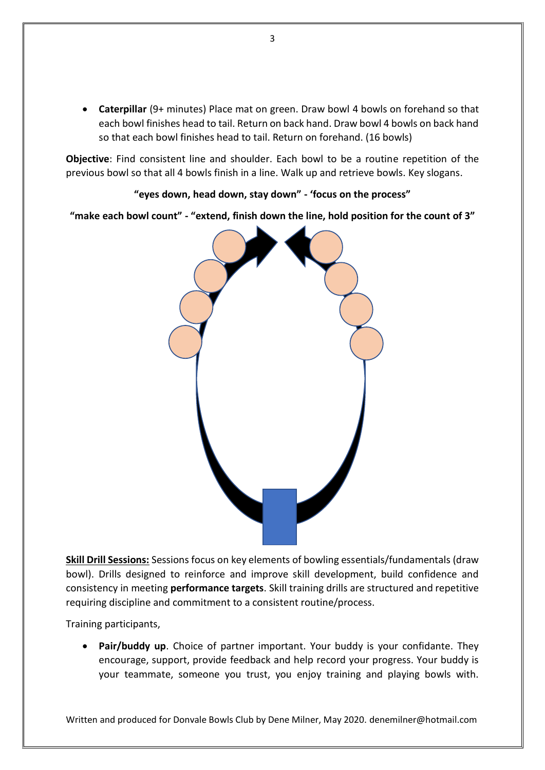- **Caterpillar** (9+ minutes) Place mat on green. Draw bowl 4 bowls on forehand so that each bowl finishes head to tail. Return on back hand. Draw bowl 4 bowls on back hand so that each bowl finishes head to tail. Return on forehand. (16 bowls)

**Objective**: Find consistent line and shoulder. Each bowl to be a routine repetition of the previous bowl so that all 4 bowls finish in a line. Walk up and retrieve bowls. Key slogans.

**"eyes down, head down, stay down" - 'focus on the process"**

**"make each bowl count" - "extend, finish down the line, hold position for the count of 3"**

**Skill Drill Sessions:** Sessions focus on key elements of bowling essentials/fundamentals (draw bowl). Drills designed to reinforce and improve skill development, build confidence and consistency in meeting **performance targets**. Skill training drills are structured and repetitive requiring discipline and commitment to a consistent routine/process.

Training participants,

- **Pair/buddy up**. Choice of partner important. Your buddy is your confidante. They encourage, support, provide feedback and help record your progress. Your buddy is your teammate, someone you trust, you enjoy training and playing bowls with.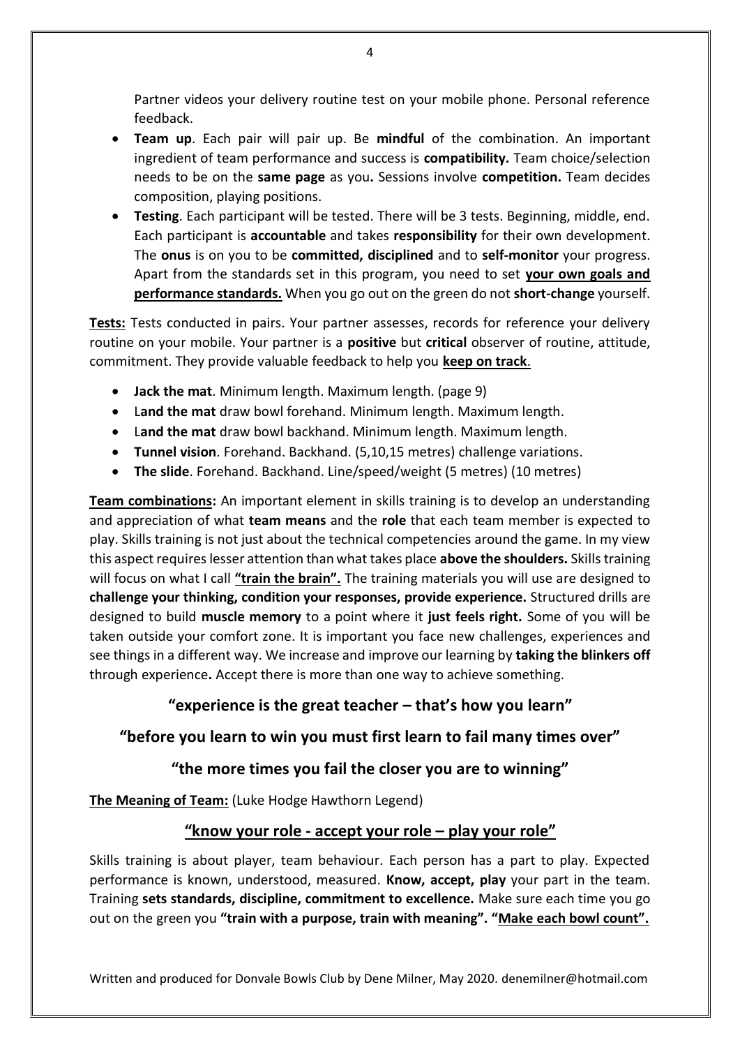Partner videos your delivery routine test on your mobile phone. Personal reference feedback.

- **Team up**. Each pair will pair up. Be **mindful** of the combination. An important ingredient of team performance and success is **compatibility.** Team choice/selection needs to be on the **same page** as you**.** Sessions involve **competition.** Team decides composition, playing positions.
- **Testing**. Each participant will be tested. There will be 3 tests. Beginning, middle, end. Each participant is **accountable** and takes **responsibility** for their own development. The **onus** is on you to be **committed, disciplined** and to **self-monitor** your progress. Apart from the standards set in this program, you need to set **your own goals and performance standards.** When you go out on the green do not **short-change** yourself.

**Tests:** Tests conducted in pairs. Your partner assesses, records for reference your delivery routine on your mobile. Your partner is a **positive** but **critical** observer of routine, attitude, commitment. They provide valuable feedback to help you **keep on track**.

- **Jack the mat**. Minimum length. Maximum length. (page 9)
- L**and the mat** draw bowl forehand. Minimum length. Maximum length.
- L**and the mat** draw bowl backhand. Minimum length. Maximum length.
- **Tunnel vision**. Forehand. Backhand. (5,10,15 metres) challenge variations.
- **The slide**. Forehand. Backhand. Line/speed/weight (5 metres) (10 metres)

**Team combinations:** An important element in skills training is to develop an understanding and appreciation of what **team means** and the **role** that each team member is expected to play. Skills training is not just about the technical competencies around the game. In my view this aspect requires lesser attention than what takes place **above the shoulders.** Skills training will focus on what I call **"train the brain".** The training materials you will use are designed to **challenge your thinking, condition your responses, provide experience.** Structured drills are designed to build **muscle memory** to a point where it **just feels right.** Some of you will be taken outside your comfort zone. It is important you face new challenges, experiences and see things in a different way. We increase and improve our learning by **taking the blinkers off** through experience**.** Accept there is more than one way to achieve something.

**"experience is the great teacher – that's how you learn"**

**"before you learn to win you must first learn to fail many times over"**

**"the more times you fail the closer you are to winning"**

**The Meaning of Team:** (Luke Hodge Hawthorn Legend)

**"know your role - accept your role – play your role"**

Skills training is about player, team behaviour. Each person has a part to play. Expected performance is known, understood, measured. **Know, accept, play** your part in the team. Training **sets standards, discipline, commitment to excellence.** Make sure each time you go out on the green you **"train with a purpose, train with meaning". "Make each bowl count".**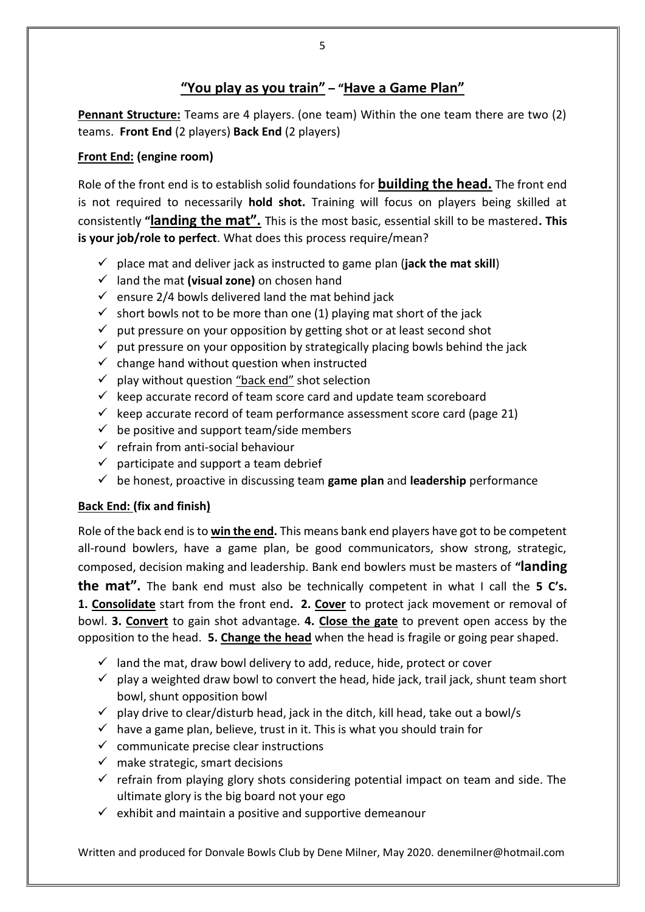## **"You play as you train" – "Have a Game Plan"**

**Pennant Structure:** Teams are 4 players. (one team) Within the one team there are two (2) teams. **Front End** (2 players) **Back End** (2 players)

**Front End: (engine room)**

Role of the front end is to establish solid foundations for **building the head.** The front end is not required to necessarily **hold shot.** Training will focus on players being skilled at consistently **"landing the mat".** This is the most basic, essential skill to be mastered**. This is your job/role to perfect**. What does this process require/mean?

- ✓ place mat and deliver jack as instructed to game plan (**jack the mat skill**)
- ✓ land the mat **(visual zone)** on chosen hand
- ✓ ensure 2/4 bowls delivered land the mat behind jack
- ✓ short bowls not to be more than one (1) playing mat short of the jack
- ✓ put pressure on your opposition by getting shot or at least second shot
- ✓ put pressure on your opposition by strategically placing bowls behind the jack
- ✓ change hand without question when instructed
- ✓ play without question "back end" shot selection
- ✓ keep accurate record of team score card and update team scoreboard
- ✓ keep accurate record of team performance assessment score card (page 21)
- ✓ be positive and support team/side members
- ✓ refrain from anti-social behaviour
- ✓ participate and support a team debrief
- ✓ be honest, proactive in discussing team **game plan** and **leadership** performance

**Back End: (fix and finish)**

Role of the back end is to **win the end.** This means bank end players have got to be competent all-round bowlers, have a game plan, be good communicators, show strong, strategic, composed, decision making and leadership. Bank end bowlers must be masters of **"landing the mat".** The bank end must also be technically competent in what I call the **5 C's. 1. Consolidate** start from the front end**. 2. Cover** to protect jack movement or removal of bowl. **3. Convert** to gain shot advantage. **4. Close the gate** to prevent open access by the opposition to the head. **5. Change the head** when the head is fragile or going pear shaped.

- ✓ land the mat, draw bowl delivery to add, reduce, hide, protect or cover
- ✓ play a weighted draw bowl to convert the head, hide jack, trail jack, shunt team short bowl, shunt opposition bowl
- ✓ play drive to clear/disturb head, jack in the ditch, kill head, take out a bowl/s
- ✓ have a game plan, believe, trust in it. This is what you should train for
- ✓ communicate precise clear instructions
- ✓ make strategic, smart decisions
- ✓ refrain from playing glory shots considering potential impact on team and side. The ultimate glory is the big board not your ego
- ✓ exhibit and maintain a positive and supportive demeanour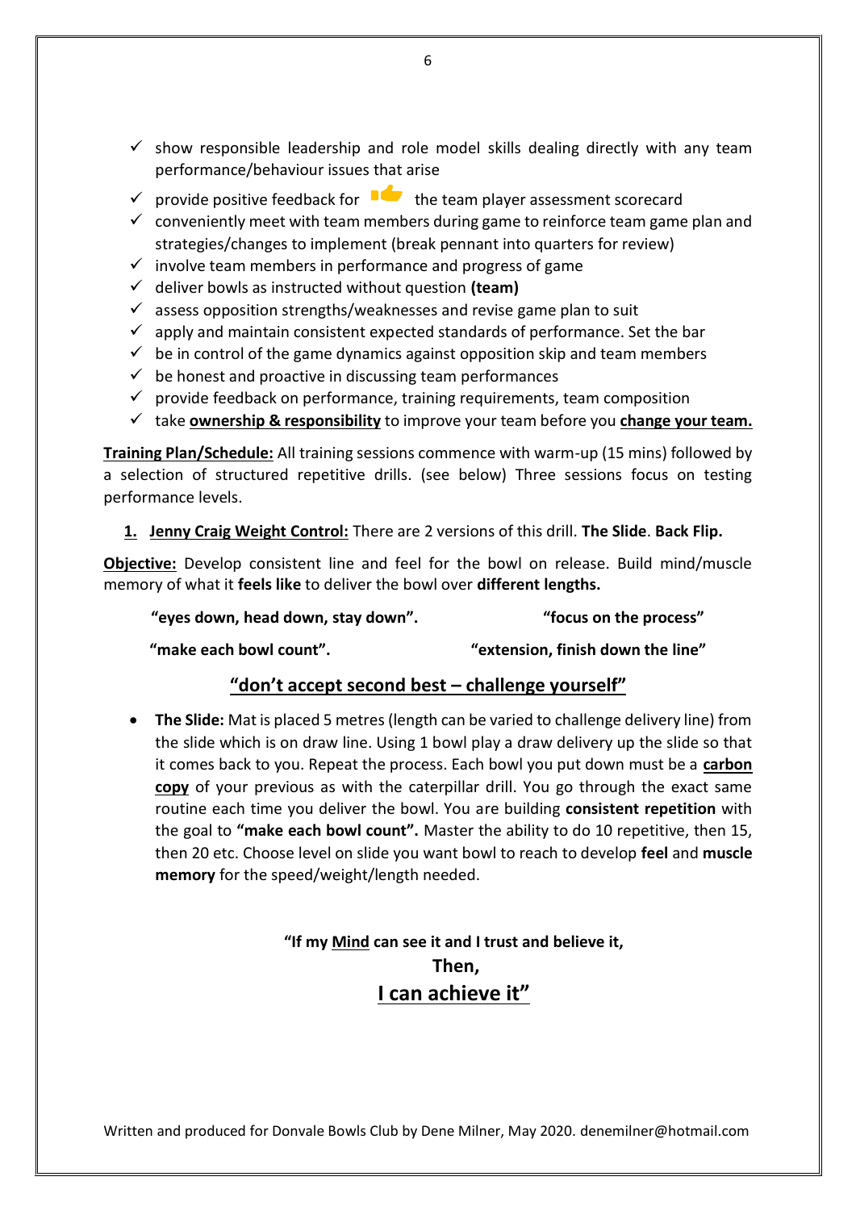- ✓ show responsible leadership and role model skills dealing directly with any team performance/behaviour issues that arise
- ✓ provide positive feedback for the team player assessment scorecard
- ✓ conveniently meet with team members during game to reinforce team game plan and strategies/changes to implement (break pennant into quarters for review)
- ✓ involve team members in performance and progress of game
- ✓ deliver bowls as instructed without question **(team)**
- ✓ assess opposition strengths/weaknesses and revise game plan to suit
- ✓ apply and maintain consistent expected standards of performance. Set the bar
- ✓ be in control of the game dynamics against opposition skip and team members
- ✓ be honest and proactive in discussing team performances
- ✓ provide feedback on performance, training requirements, team composition
- ✓ take **<u>ownership & responsibility</u>** to improve your team before you **<u>change your team.</u>**

**<u>Training Plan/Schedule:</u>** All training sessions commence with warm-up (15 mins) followed by a selection of structured repetitive drills. (see below) Three sessions focus on testing performance levels.

1. **<u>Jenny Craig Weight Control:</u>** There are 2 versions of this drill. **The Slide**. **Back Flip.**

**<u>Objective:</u>** Develop consistent line and feel for the bowl on release. Build mind/muscle memory of what it **feels like** to deliver the bowl over **different lengths.**

**"eyes down, head down, stay down".** **"focus on the process"**

**"make each bowl count".** **"extension, finish down the line"**

**<u>"don't accept second best – challenge yourself"</u>**

- **The Slide:** Mat is placed 5 metres (length can be varied to challenge delivery line) from the slide which is on draw line. Using 1 bowl play a draw delivery up the slide so that it comes back to you. Repeat the process. Each bowl you put down must be a **<u>carbon copy</u>** of your previous as with the caterpillar drill. You go through the exact same routine each time you deliver the bowl. You are building **consistent repetition** with the goal to **"make each bowl count".** Master the ability to do 10 repetitive, then 15, then 20 etc. Choose level on slide you want bowl to reach to develop **feel** and **muscle memory** for the speed/weight/length needed.

**"If my <u>Mind</u> can see it and I trust and believe it,**
**Then,**
**<u>I can achieve it"</u>**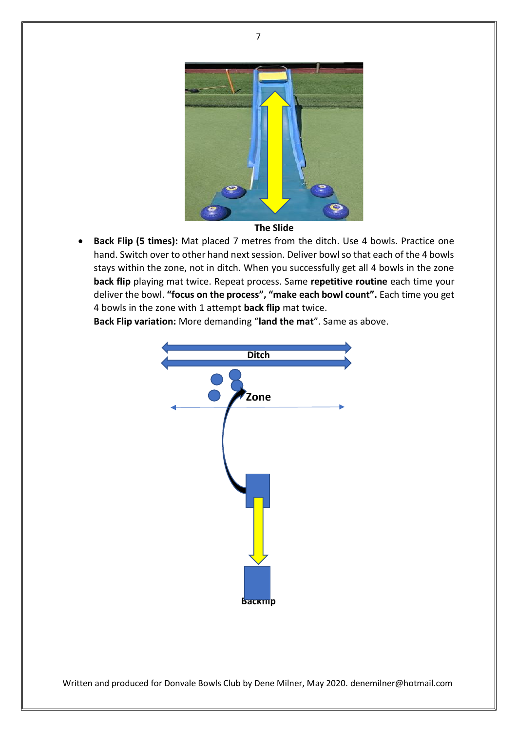**The Slide**

- **Back Flip (5 times):** Mat placed 7 metres from the ditch. Use 4 bowls. Practice one hand. Switch over to other hand next session. Deliver bowl so that each of the 4 bowls stays within the zone, not in ditch. When you successfully get all 4 bowls in the zone **back flip** playing mat twice. Repeat process. Same **repetitive routine** each time your deliver the bowl. **"focus on the process", "make each bowl count".** Each time you get 4 bowls in the zone with 1 attempt **back flip** mat twice.

  **Back Flip variation:** More demanding "**land the mat**". Same as above.

Ditch

Zone

Backflip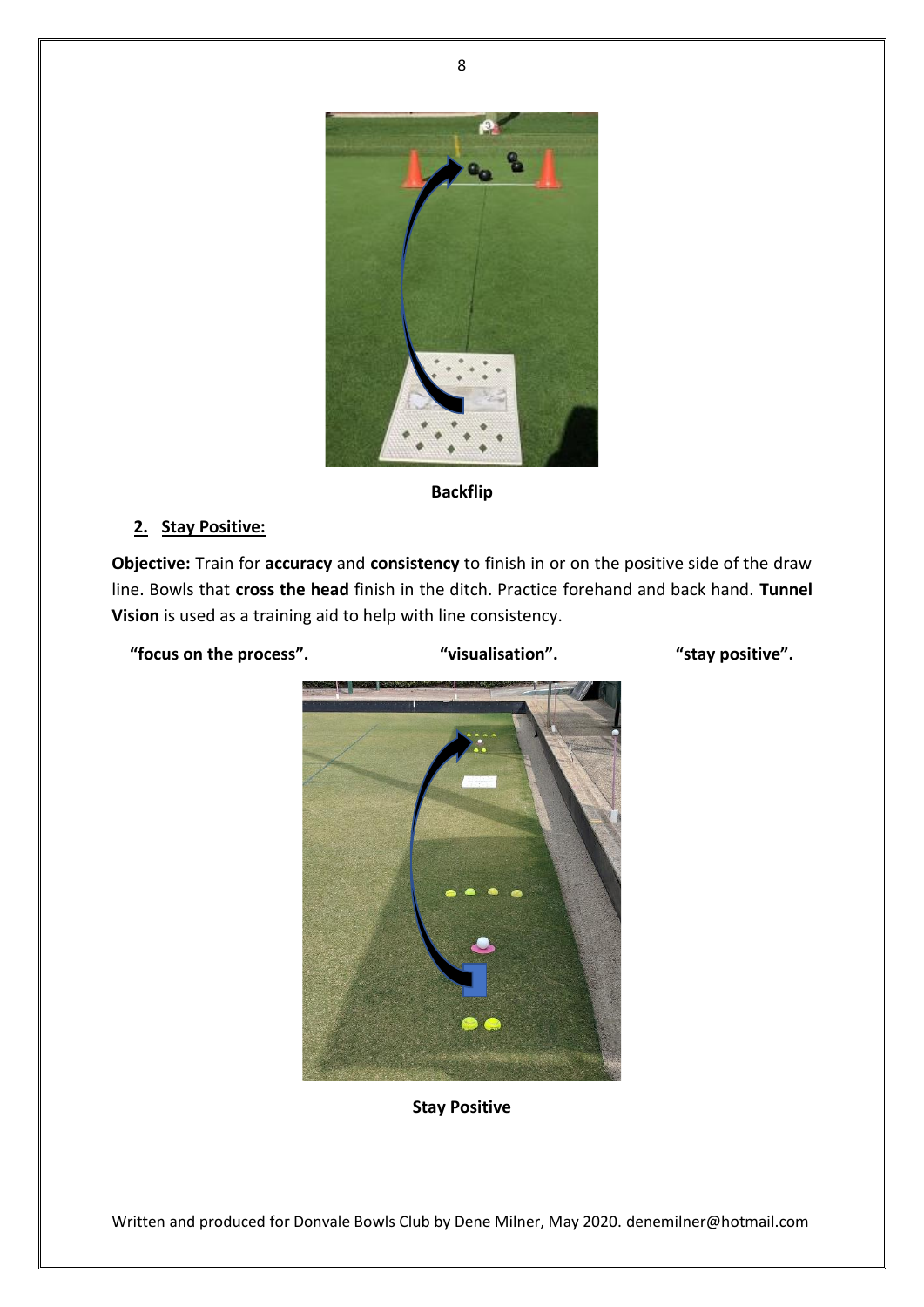Backflip

**2. Stay Positive:**

**Objective:** Train for **accuracy** and **consistency** to finish in or on the positive side of the draw line. Bowls that **cross the head** finish in the ditch. Practice forehand and back hand. **Tunnel Vision** is used as a training aid to help with line consistency.

**"focus on the process".** **"visualisation".** **"stay positive".**

Stay Positive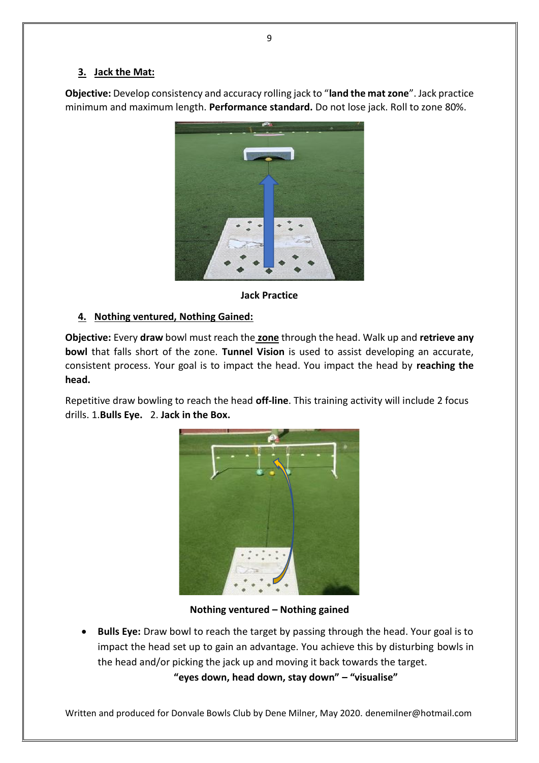### 3. Jack the Mat:

**Objective:** Develop consistency and accuracy rolling jack to "**land the mat zone**". Jack practice minimum and maximum length. **Performance standard.** Do not lose jack. Roll to zone 80%.

**Jack Practice**

### 4. Nothing ventured, Nothing Gained:

**Objective:** Every **draw** bowl must reach the **zone** through the head. Walk up and **retrieve any bowl** that falls short of the zone. **Tunnel Vision** is used to assist developing an accurate, consistent process. Your goal is to impact the head. You impact the head by **reaching the head.**

Repetitive draw bowling to reach the head **off-line**. This training activity will include 2 focus drills. 1.**Bulls Eye.** 2. **Jack in the Box.**

**Nothing ventured – Nothing gained**

- **Bulls Eye:** Draw bowl to reach the target by passing through the head. Your goal is to impact the head set up to gain an advantage. You achieve this by disturbing bowls in the head and/or picking the jack up and moving it back towards the target.

  **"eyes down, head down, stay down" – "visualise"**

Written and produced for Donvale Bowls Club by Dene Milner, May 2020. denemilner@hotmail.com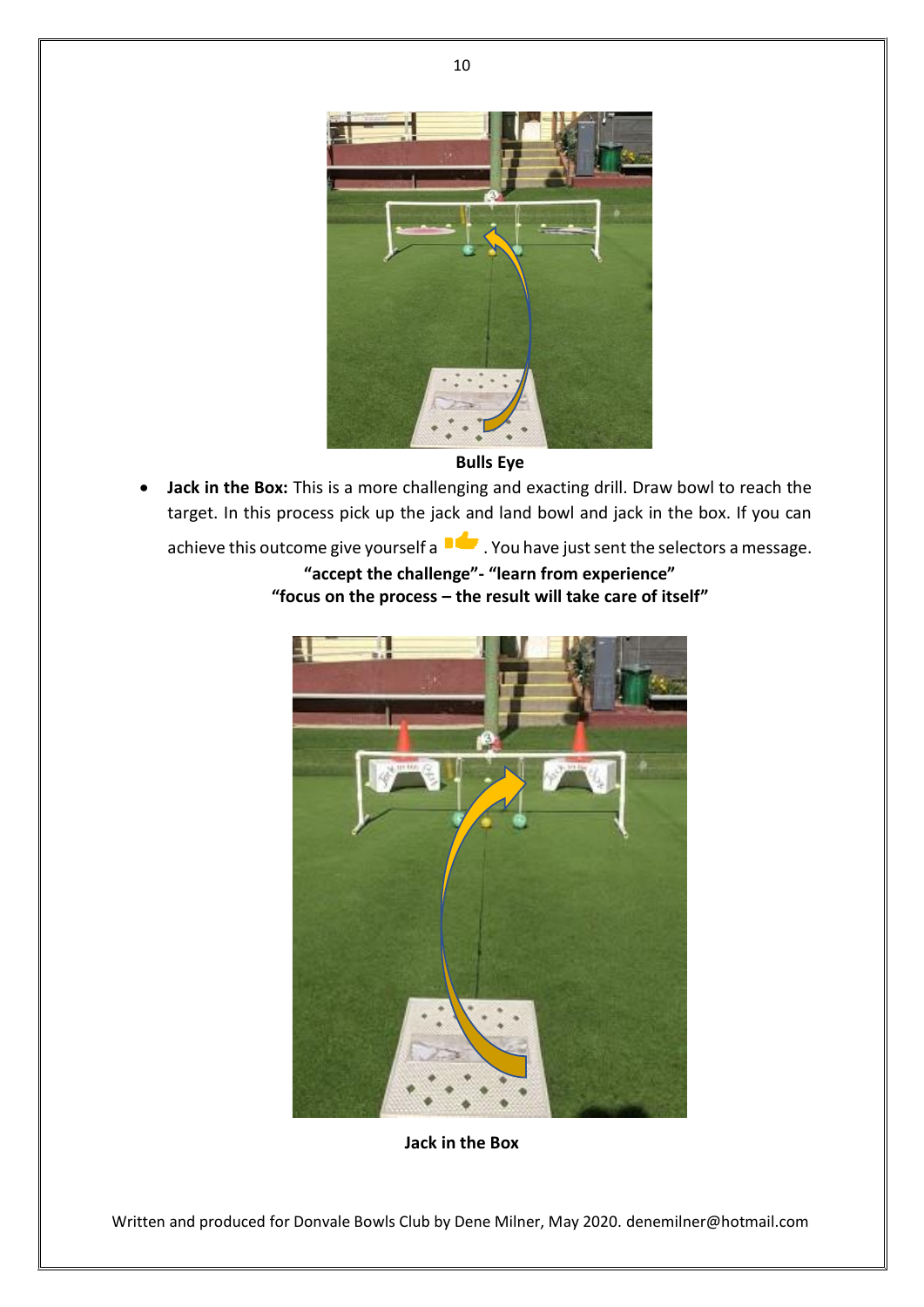**Bulls Eye**

- **Jack in the Box:** This is a more challenging and exacting drill. Draw bowl to reach the target. In this process pick up the jack and land bowl and jack in the box. If you can achieve this outcome give yourself a 👍. You have just sent the selectors a message.

**"accept the challenge"- "learn from experience"**
**"focus on the process – the result will take care of itself"**

**Jack in the Box**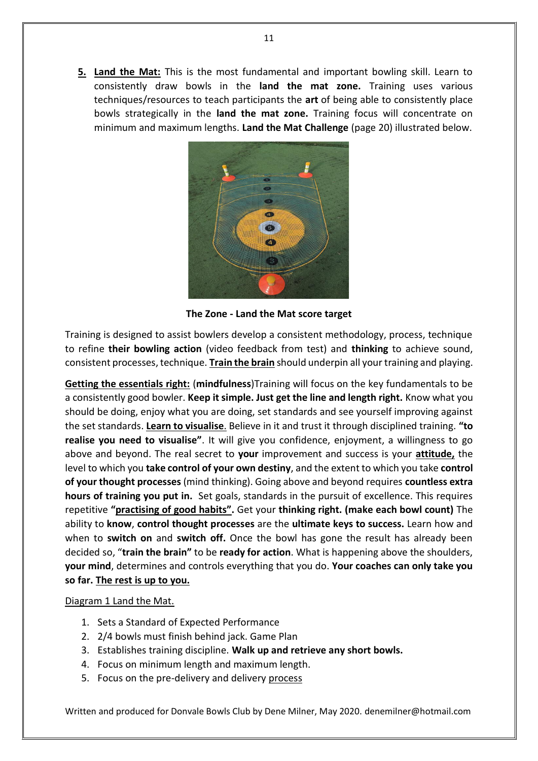5. **Land the Mat:** This is the most fundamental and important bowling skill. Learn to consistently draw bowls in the **land the mat zone.** Training uses various techniques/resources to teach participants the **art** of being able to consistently place bowls strategically in the **land the mat zone.** Training focus will concentrate on minimum and maximum lengths. **Land the Mat Challenge** (page 20) illustrated below.

**The Zone - Land the Mat score target**

Training is designed to assist bowlers develop a consistent methodology, process, technique to refine **their bowling action** (video feedback from test) and **thinking** to achieve sound, consistent processes, technique. **Train the brain** should underpin all your training and playing.

**Getting the essentials right:** (**mindfulness**)Training will focus on the key fundamentals to be a consistently good bowler. **Keep it simple. Just get the line and length right.** Know what you should be doing, enjoy what you are doing, set standards and see yourself improving against the set standards. **Learn to visualise**. Believe in it and trust it through disciplined training. **"to realise you need to visualise"**. It will give you confidence, enjoyment, a willingness to go above and beyond. The real secret to **your** improvement and success is your **attitude,** the level to which you **take control of your own destiny**, and the extent to which you take **control of your thought processes** (mind thinking). Going above and beyond requires **countless extra hours of training you put in.** Set goals, standards in the pursuit of excellence. This requires repetitive **"practising of good habits".** Get your **thinking right. (make each bowl count)** The ability to **know**, **control thought processes** are the **ultimate keys to success.** Learn how and when to **switch on** and **switch off.** Once the bowl has gone the result has already been decided so, "**train the brain"** to be **ready for action**. What is happening above the shoulders, **your mind**, determines and controls everything that you do. **Your coaches can only take you so far. The rest is up to you.**

Diagram 1 Land the Mat.

1. Sets a Standard of Expected Performance
2. 2/4 bowls must finish behind jack. Game Plan
3. Establishes training discipline. **Walk up and retrieve any short bowls.**
4. Focus on minimum length and maximum length.
5. Focus on the pre-delivery and delivery process

Written and produced for Donvale Bowls Club by Dene Milner, May 2020. denemilner@hotmail.com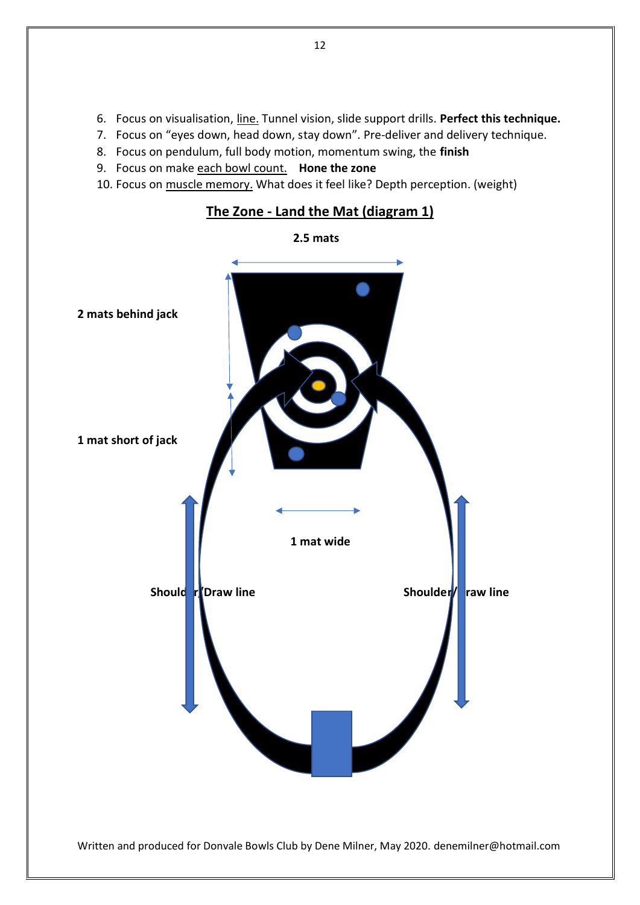6. Focus on visualisation, line. Tunnel vision, slide support drills. **Perfect this technique.**
7. Focus on "eyes down, head down, stay down". Pre-deliver and delivery technique.
8. Focus on pendulum, full body motion, momentum swing, the **finish**
9. Focus on make each bowl count. **Hone the zone**
10. Focus on muscle memory. What does it feel like? Depth perception. (weight)

## The Zone - Land the Mat (diagram 1)

**2.5 mats**

**2 mats behind jack**

**1 mat short of jack**

**1 mat wide**

**Shoulder/Draw line**

**Shoulder/Draw line**

Written and produced for Donvale Bowls Club by Dene Milner, May 2020. denemilner@hotmail.com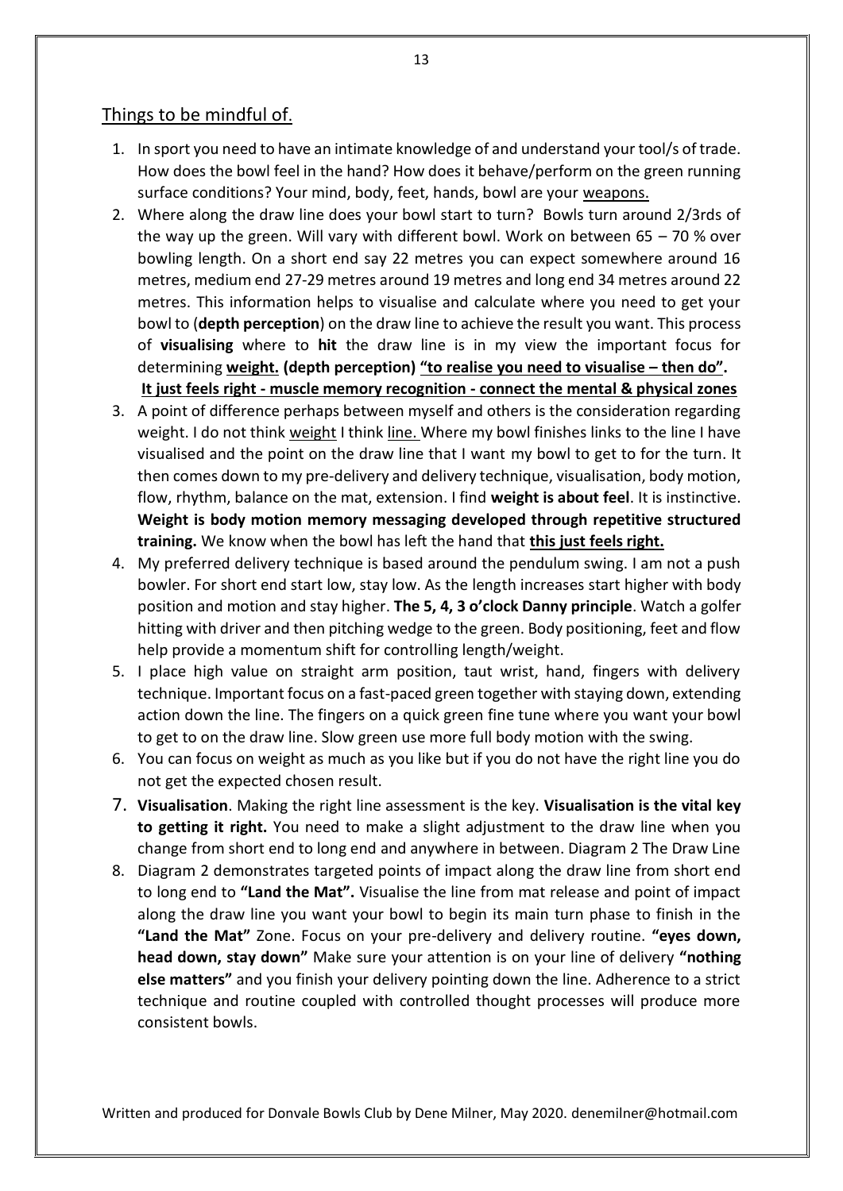## Things to be mindful of.

1. In sport you need to have an intimate knowledge of and understand your tool/s of trade. How does the bowl feel in the hand? How does it behave/perform on the green running surface conditions? Your mind, body, feet, hands, bowl are your <u>weapons.</u>
2. Where along the draw line does your bowl start to turn? Bowls turn around 2/3rds of the way up the green. Will vary with different bowl. Work on between 65 – 70 % over bowling length. On a short end say 22 metres you can expect somewhere around 16 metres, medium end 27-29 metres around 19 metres and long end 34 metres around 22 metres. This information helps to visualise and calculate where you need to get your bowl to (**depth perception**) on the draw line to achieve the result you want. This process of **visualising** where to **hit** the draw line is in my view the important focus for determining **<u>weight.</u> (depth perception) <u>"to realise you need to visualise – then do".</u>**
   **<u>It just feels right - muscle memory recognition - connect the mental & physical zones</u>**
3. A point of difference perhaps between myself and others is the consideration regarding weight. I do not think <u>weight</u> I think <u>line.</u> Where my bowl finishes links to the line I have visualised and the point on the draw line that I want my bowl to get to for the turn. It then comes down to my pre-delivery and delivery technique, visualisation, body motion, flow, rhythm, balance on the mat, extension. I find **weight is about feel**. It is instinctive. **Weight is body motion memory messaging developed through repetitive structured training.** We know when the bowl has left the hand that **<u>this just feels right.</u>**
4. My preferred delivery technique is based around the pendulum swing. I am not a push bowler. For short end start low, stay low. As the length increases start higher with body position and motion and stay higher. **The 5, 4, 3 o'clock Danny principle**. Watch a golfer hitting with driver and then pitching wedge to the green. Body positioning, feet and flow help provide a momentum shift for controlling length/weight.
5. I place high value on straight arm position, taut wrist, hand, fingers with delivery technique. Important focus on a fast-paced green together with staying down, extending action down the line. The fingers on a quick green fine tune where you want your bowl to get to on the draw line. Slow green use more full body motion with the swing.
6. You can focus on weight as much as you like but if you do not have the right line you do not get the expected chosen result.
7. **Visualisation**. Making the right line assessment is the key. **Visualisation is the vital key to getting it right.** You need to make a slight adjustment to the draw line when you change from short end to long end and anywhere in between. Diagram 2 The Draw Line
8. Diagram 2 demonstrates targeted points of impact along the draw line from short end to long end to **"Land the Mat".** Visualise the line from mat release and point of impact along the draw line you want your bowl to begin its main turn phase to finish in the **"Land the Mat"** Zone. Focus on your pre-delivery and delivery routine. **"eyes down, head down, stay down"** Make sure your attention is on your line of delivery **"nothing else matters"** and you finish your delivery pointing down the line. Adherence to a strict technique and routine coupled with controlled thought processes will produce more consistent bowls.

Written and produced for Donvale Bowls Club by Dene Milner, May 2020. denemilner@hotmail.com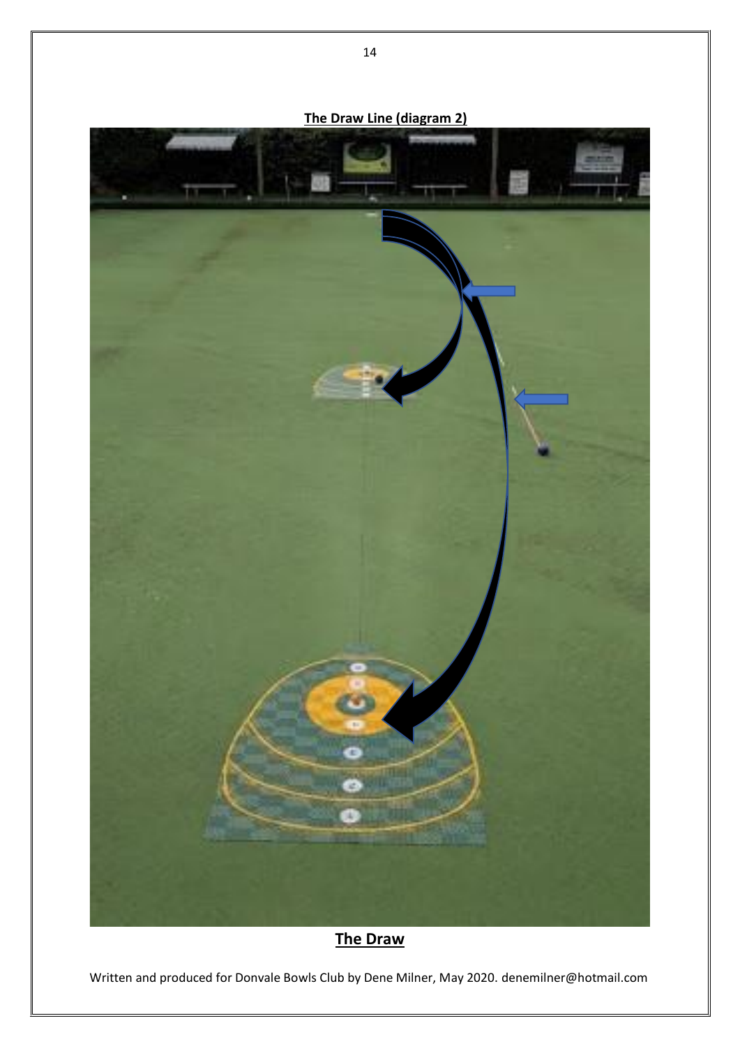**The Draw Line (diagram 2)**

**The Draw**

Written and produced for Donvale Bowls Club by Dene Milner, May 2020. denemilner@hotmail.com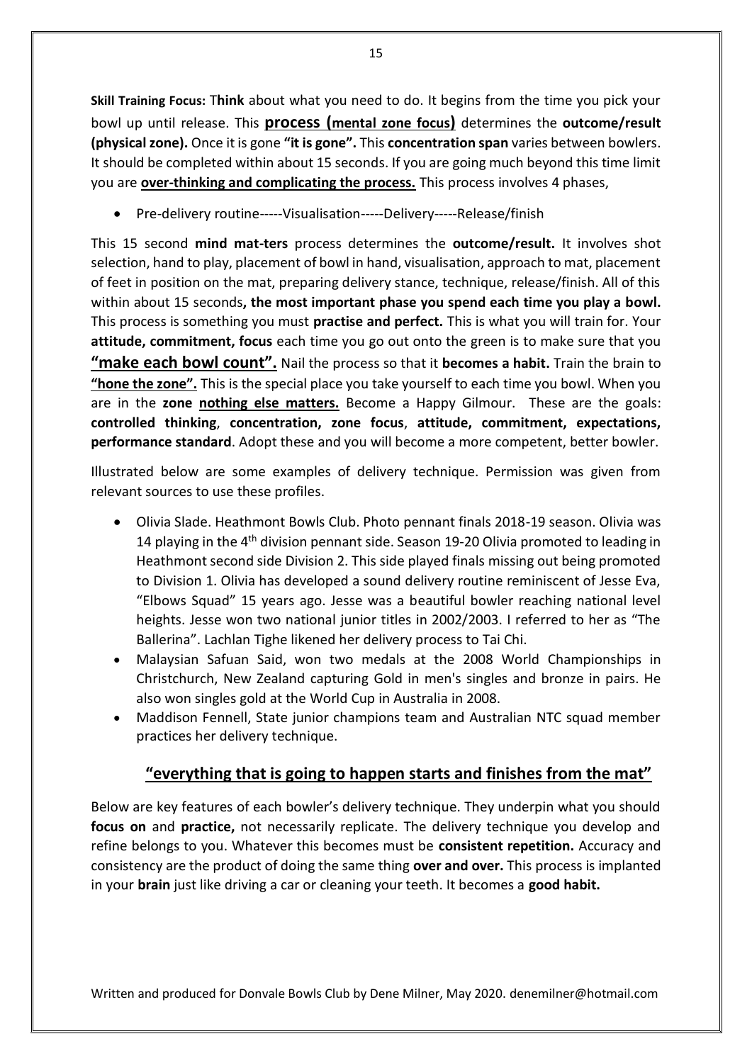**Skill Training Focus:** T**hink** about what you need to do. It begins from the time you pick your bowl up until release. This **<u>process (mental zone focus)</u>** determines the **outcome/result (physical zone).** Once it is gone **"it is gone".** This **concentration span** varies between bowlers. It should be completed within about 15 seconds. If you are going much beyond this time limit you are **<u>over-thinking and complicating the process.</u>** This process involves 4 phases,

- Pre-delivery routine-----Visualisation-----Delivery-----Release/finish

This 15 second **mind mat-ters** process determines the **outcome/result.** It involves shot selection, hand to play, placement of bowl in hand, visualisation, approach to mat, placement of feet in position on the mat, preparing delivery stance, technique, release/finish. All of this within about 15 seconds**, the most important phase you spend each time you play a bowl.** This process is something you must **practise and perfect.** This is what you will train for. Your **attitude, commitment, focus** each time you go out onto the green is to make sure that you **<u>"make each bowl count".</u>** Nail the process so that it **becomes a habit.** Train the brain to **<u>"hone the zone".</u>** This is the special place you take yourself to each time you bowl. When you are in the **zone <u>nothing else matters.</u>** Become a Happy Gilmour. These are the goals: **controlled thinking**, **concentration, zone focus**, **attitude, commitment, expectations, performance standard**. Adopt these and you will become a more competent, better bowler.

Illustrated below are some examples of delivery technique. Permission was given from relevant sources to use these profiles.

- Olivia Slade. Heathmont Bowls Club. Photo pennant finals 2018-19 season. Olivia was 14 playing in the 4th division pennant side. Season 19-20 Olivia promoted to leading in Heathmont second side Division 2. This side played finals missing out being promoted to Division 1. Olivia has developed a sound delivery routine reminiscent of Jesse Eva, "Elbows Squad" 15 years ago. Jesse was a beautiful bowler reaching national level heights. Jesse won two national junior titles in 2002/2003. I referred to her as "The Ballerina". Lachlan Tighe likened her delivery process to Tai Chi.
- Malaysian Safuan Said, won two medals at the 2008 World Championships in Christchurch, New Zealand capturing Gold in men's singles and bronze in pairs. He also won singles gold at the World Cup in Australia in 2008.
- Maddison Fennell, State junior champions team and Australian NTC squad member practices her delivery technique.

## <u>"everything that is going to happen starts and finishes from the mat"</u>

Below are key features of each bowler's delivery technique. They underpin what you should **focus on** and **practice,** not necessarily replicate. The delivery technique you develop and refine belongs to you. Whatever this becomes must be **consistent repetition.** Accuracy and consistency are the product of doing the same thing **over and over.** This process is implanted in your **brain** just like driving a car or cleaning your teeth. It becomes a **good habit.**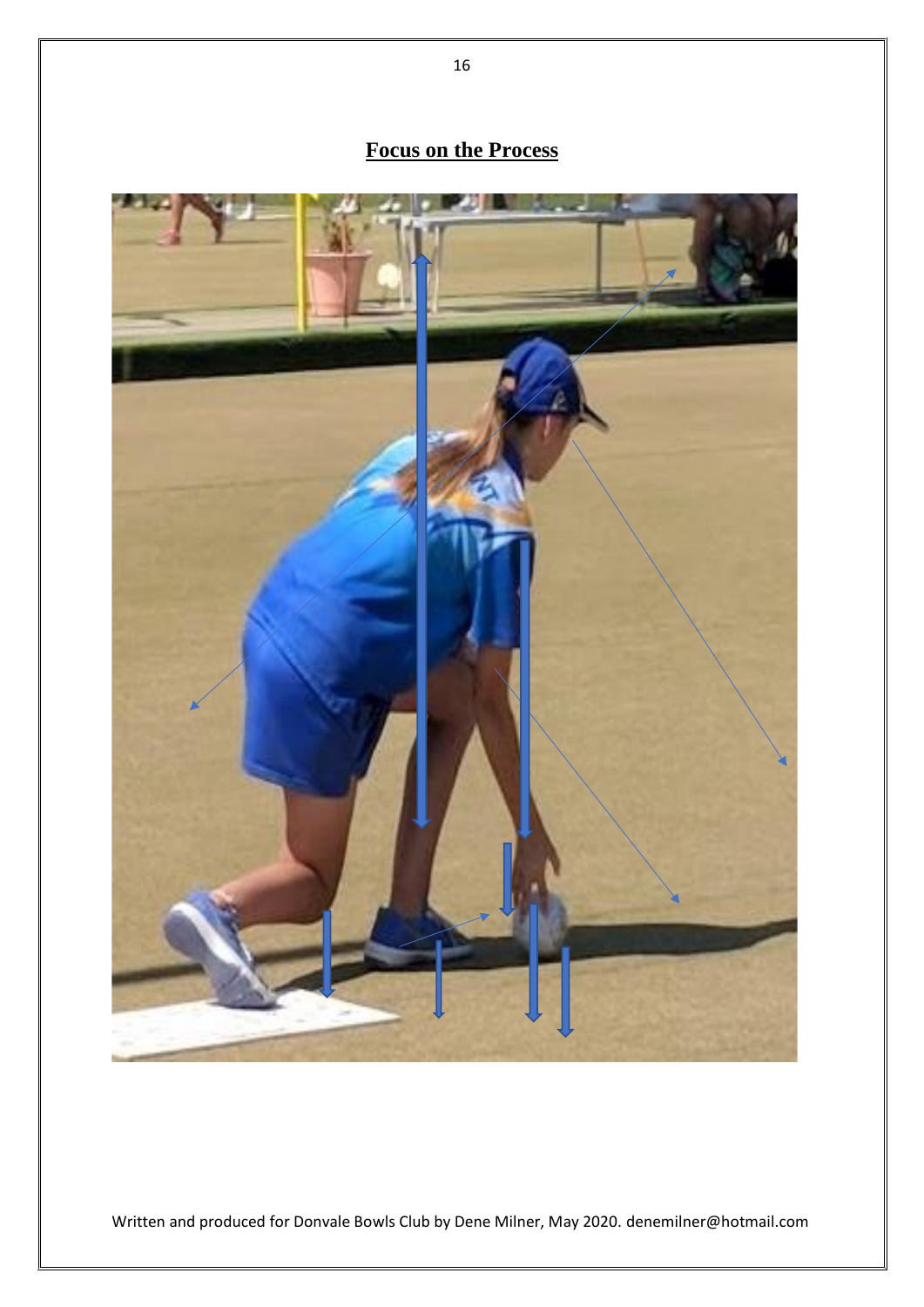## Focus on the Process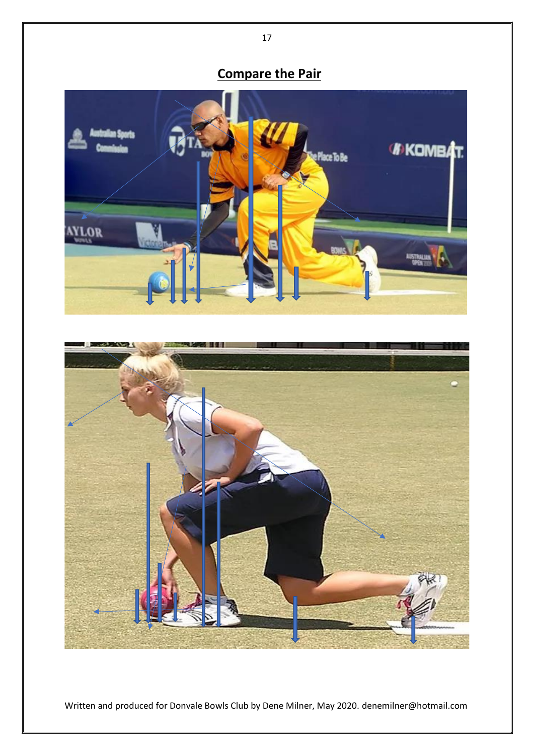## Compare the Pair

Written and produced for Donvale Bowls Club by Dene Milner, May 2020. denemilner@hotmail.com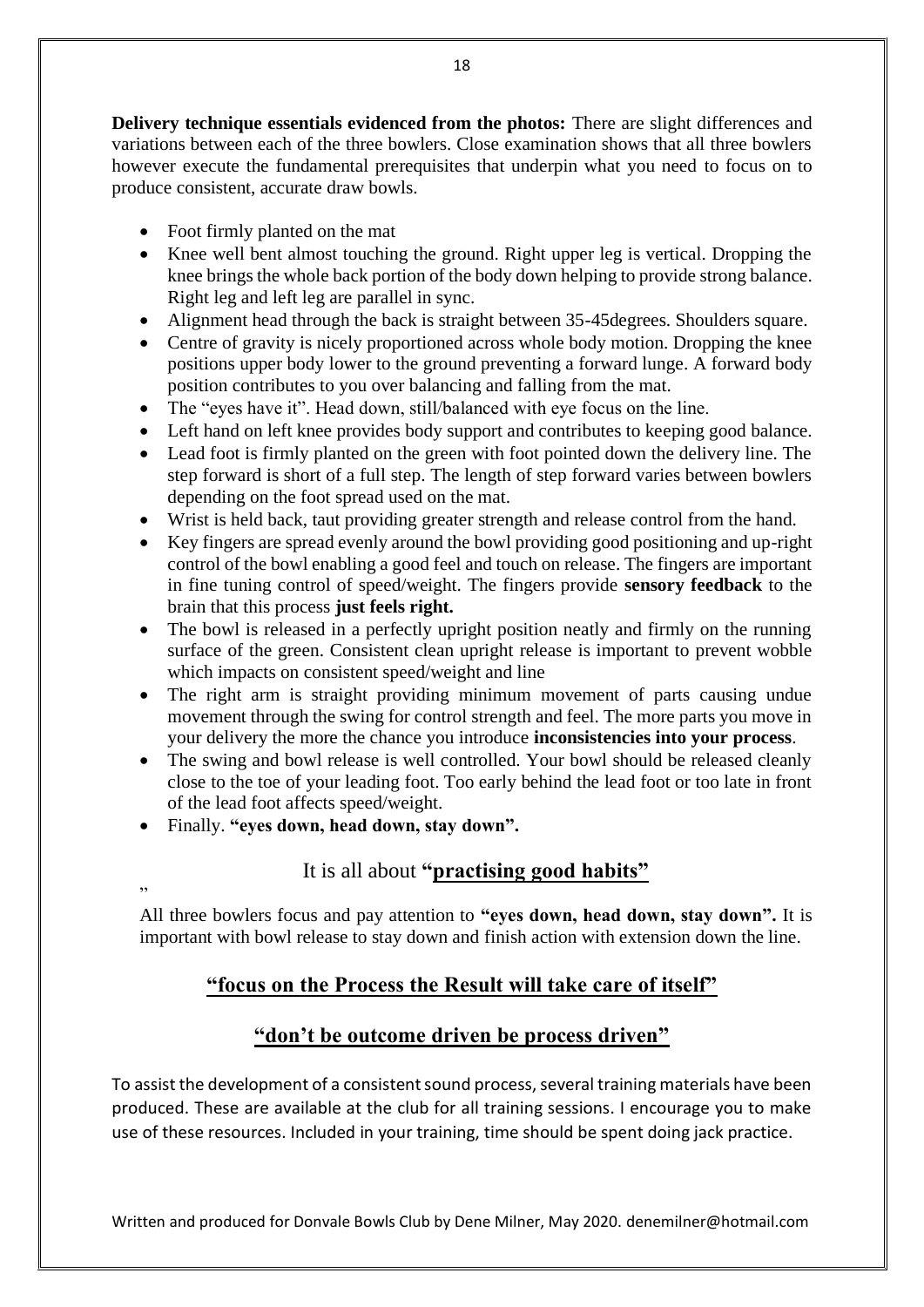**Delivery technique essentials evidenced from the photos:** There are slight differences and variations between each of the three bowlers. Close examination shows that all three bowlers however execute the fundamental prerequisites that underpin what you need to focus on to produce consistent, accurate draw bowls.

- Foot firmly planted on the mat
- Knee well bent almost touching the ground. Right upper leg is vertical. Dropping the knee brings the whole back portion of the body down helping to provide strong balance. Right leg and left leg are parallel in sync.
- Alignment head through the back is straight between 35-45degrees. Shoulders square.
- Centre of gravity is nicely proportioned across whole body motion. Dropping the knee positions upper body lower to the ground preventing a forward lunge. A forward body position contributes to you over balancing and falling from the mat.
- The "eyes have it". Head down, still/balanced with eye focus on the line.
- Left hand on left knee provides body support and contributes to keeping good balance.
- Lead foot is firmly planted on the green with foot pointed down the delivery line. The step forward is short of a full step. The length of step forward varies between bowlers depending on the foot spread used on the mat.
- Wrist is held back, taut providing greater strength and release control from the hand.
- Key fingers are spread evenly around the bowl providing good positioning and up-right control of the bowl enabling a good feel and touch on release. The fingers are important in fine tuning control of speed/weight. The fingers provide **sensory feedback** to the brain that this process **just feels right.**
- The bowl is released in a perfectly upright position neatly and firmly on the running surface of the green. Consistent clean upright release is important to prevent wobble which impacts on consistent speed/weight and line
- The right arm is straight providing minimum movement of parts causing undue movement through the swing for control strength and feel. The more parts you move in your delivery the more the chance you introduce **inconsistencies into your process**.
- The swing and bowl release is well controlled. Your bowl should be released cleanly close to the toe of your leading foot. Too early behind the lead foot or too late in front of the lead foot affects speed/weight.
- Finally. **"eyes down, head down, stay down".**

It is all about **"practising good habits"**

"

All three bowlers focus and pay attention to **"eyes down, head down, stay down".** It is important with bowl release to stay down and finish action with extension down the line.

**"focus on the Process the Result will take care of itself"**

**"don't be outcome driven be process driven"**

To assist the development of a consistent sound process, several training materials have been produced. These are available at the club for all training sessions. I encourage you to make use of these resources. Included in your training, time should be spent doing jack practice.

Written and produced for Donvale Bowls Club by Dene Milner, May 2020. denemilner@hotmail.com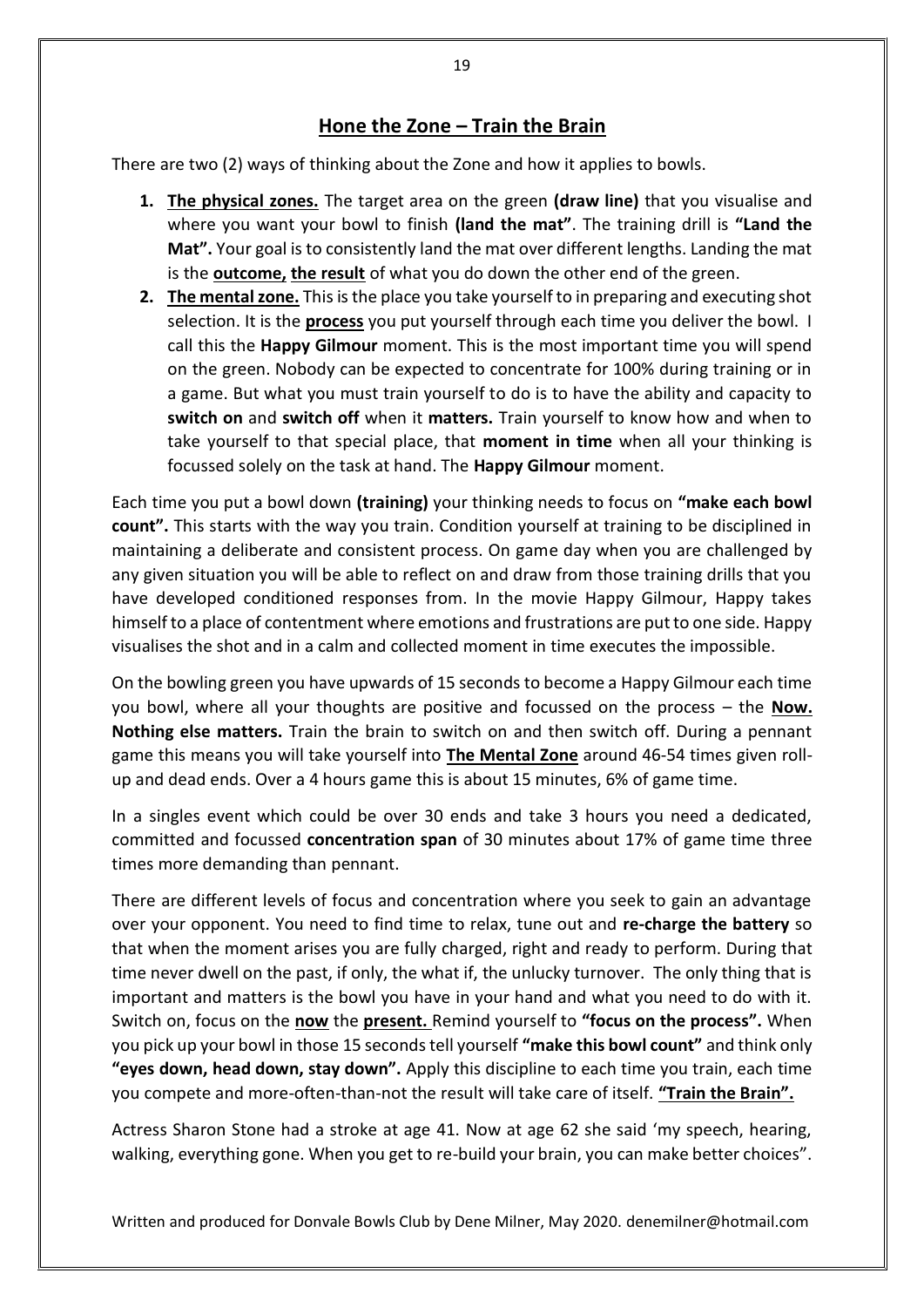## Hone the Zone – Train the Brain

There are two (2) ways of thinking about the Zone and how it applies to bowls.

1. **The physical zones.** The target area on the green **(draw line)** that you visualise and where you want your bowl to finish **(land the mat"**. The training drill is **"Land the Mat".** Your goal is to consistently land the mat over different lengths. Landing the mat is the **outcome, the result** of what you do down the other end of the green.
2. **The mental zone.** This is the place you take yourself to in preparing and executing shot selection. It is the **process** you put yourself through each time you deliver the bowl. I call this the **Happy Gilmour** moment. This is the most important time you will spend on the green. Nobody can be expected to concentrate for 100% during training or in a game. But what you must train yourself to do is to have the ability and capacity to **switch on** and **switch off** when it **matters.** Train yourself to know how and when to take yourself to that special place, that **moment in time** when all your thinking is focussed solely on the task at hand. The **Happy Gilmour** moment.

Each time you put a bowl down **(training)** your thinking needs to focus on **"make each bowl count".** This starts with the way you train. Condition yourself at training to be disciplined in maintaining a deliberate and consistent process. On game day when you are challenged by any given situation you will be able to reflect on and draw from those training drills that you have developed conditioned responses from. In the movie Happy Gilmour, Happy takes himself to a place of contentment where emotions and frustrations are put to one side. Happy visualises the shot and in a calm and collected moment in time executes the impossible.

On the bowling green you have upwards of 15 seconds to become a Happy Gilmour each time you bowl, where all your thoughts are positive and focussed on the process – the **Now. Nothing else matters.** Train the brain to switch on and then switch off. During a pennant game this means you will take yourself into **The Mental Zone** around 46-54 times given roll-up and dead ends. Over a 4 hours game this is about 15 minutes, 6% of game time.

In a singles event which could be over 30 ends and take 3 hours you need a dedicated, committed and focussed **concentration span** of 30 minutes about 17% of game time three times more demanding than pennant.

There are different levels of focus and concentration where you seek to gain an advantage over your opponent. You need to find time to relax, tune out and **re-charge the battery** so that when the moment arises you are fully charged, right and ready to perform. During that time never dwell on the past, if only, the what if, the unlucky turnover. The only thing that is important and matters is the bowl you have in your hand and what you need to do with it. Switch on, focus on the **now** the **present.** Remind yourself to **"focus on the process".** When you pick up your bowl in those 15 seconds tell yourself **"make this bowl count"** and think only **"eyes down, head down, stay down".** Apply this discipline to each time you train, each time you compete and more-often-than-not the result will take care of itself. **"Train the Brain".**

Actress Sharon Stone had a stroke at age 41. Now at age 62 she said 'my speech, hearing, walking, everything gone. When you get to re-build your brain, you can make better choices".

Written and produced for Donvale Bowls Club by Dene Milner, May 2020. denemilner@hotmail.com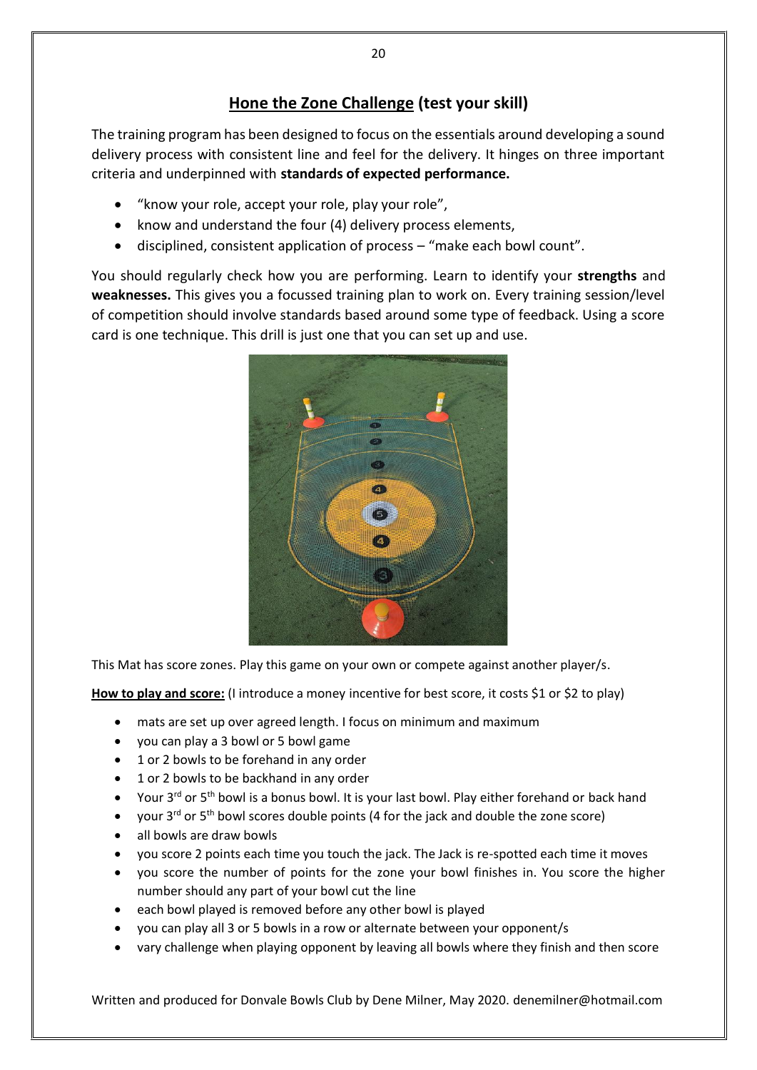## **Hone the Zone Challenge** (test your skill)

The training program has been designed to focus on the essentials around developing a sound delivery process with consistent line and feel for the delivery. It hinges on three important criteria and underpinned with **standards of expected performance.**

- "know your role, accept your role, play your role",
- know and understand the four (4) delivery process elements,
- disciplined, consistent application of process – "make each bowl count".

You should regularly check how you are performing. Learn to identify your **strengths** and **weaknesses.** This gives you a focussed training plan to work on. Every training session/level of competition should involve standards based around some type of feedback. Using a score card is one technique. This drill is just one that you can set up and use.

This Mat has score zones. Play this game on your own or compete against another player/s.

**How to play and score:** (I introduce a money incentive for best score, it costs $1 or $2 to play)

- mats are set up over agreed length. I focus on minimum and maximum
- you can play a 3 bowl or 5 bowl game
- 1 or 2 bowls to be forehand in any order
- 1 or 2 bowls to be backhand in any order
- Your 3rd or 5th bowl is a bonus bowl. It is your last bowl. Play either forehand or back hand
- your 3rd or 5th bowl scores double points (4 for the jack and double the zone score)
- all bowls are draw bowls
- you score 2 points each time you touch the jack. The Jack is re-spotted each time it moves
- you score the number of points for the zone your bowl finishes in. You score the higher number should any part of your bowl cut the line
- each bowl played is removed before any other bowl is played
- you can play all 3 or 5 bowls in a row or alternate between your opponent/s
- vary challenge when playing opponent by leaving all bowls where they finish and then score

Written and produced for Donvale Bowls Club by Dene Milner, May 2020. denemilner@hotmail.com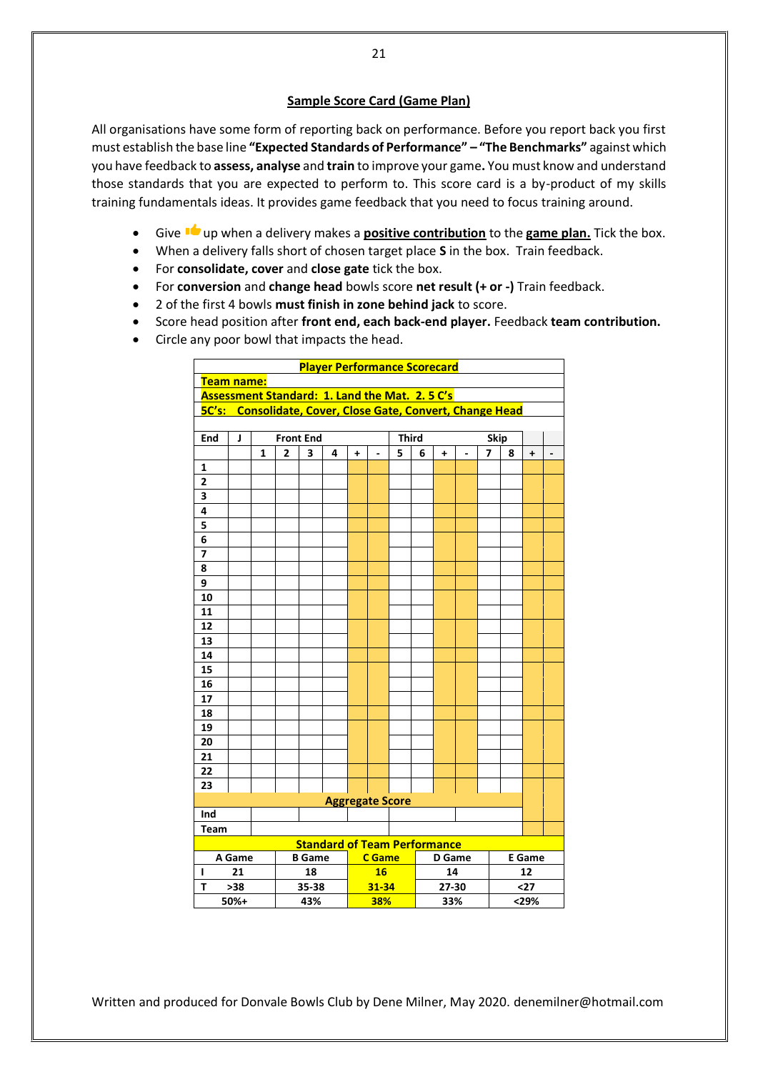## Sample Score Card (Game Plan)

All organisations have some form of reporting back on performance. Before you report back you first must establish the base line **"Expected Standards of Performance" – "The Benchmarks"** against which you have feedback to **assess, analyse** and **train** to improve your game**.** You must know and understand those standards that you are expected to perform to. This score card is a by-product of my skills training fundamentals ideas. It provides game feedback that you need to focus training around.

- Give 👍 up when a delivery makes a **positive contribution** to the **game plan.** Tick the box.
- When a delivery falls short of chosen target place **S** in the box. Train feedback.
- For **consolidate, cover** and **close gate** tick the box.
- For **conversion** and **change head** bowls score **net result (+ or -)** Train feedback.
- 2 of the first 4 bowls **must finish in zone behind jack** to score.
- Score head position after **front end, each back-end player.** Feedback **team contribution.**
- Circle any poor bowl that impacts the head.

| **Player Performance Scorecard** | | | | | | | | | | | | | | | |
|---|---|---|---|---|---|---|---|---|---|---|---|---|---|---|---|
| **Team name:** | | | | | | | | | | | | | | | |
| **Assessment Standard: 1. Land the Mat. 2. 5 C's** | | | | | | | | | | | | | | | |
| **5C's: Consolidate, Cover, Close Gate, Convert, Change Head** | | | | | | | | | | | | | | | |
| **End** | **J** | **Front End** | | | | | | **Third** | | | | **Skip** | | | |
| | | **1** | **2** | **3** | **4** | **+** | **-** | **5** | **6** | **+** | **-** | **7** | **8** | **+** | **-** |
| **1** | | | | | | | | | | | | | | | |
| **2** | | | | | | | | | | | | | | | |
| **3** | | | | | | | | | | | | | | | |
| **4** | | | | | | | | | | | | | | | |
| **5** | | | | | | | | | | | | | | | |
| **6** | | | | | | | | | | | | | | | |
| **7** | | | | | | | | | | | | | | | |
| **8** | | | | | | | | | | | | | | | |
| **9** | | | | | | | | | | | | | | | |
| **10** | | | | | | | | | | | | | | | |
| **11** | | | | | | | | | | | | | | | |
| **12** | | | | | | | | | | | | | | | |
| **13** | | | | | | | | | | | | | | | |
| **14** | | | | | | | | | | | | | | | |
| **15** | | | | | | | | | | | | | | | |
| **16** | | | | | | | | | | | | | | | |
| **17** | | | | | | | | | | | | | | | |
| **18** | | | | | | | | | | | | | | | |
| **19** | | | | | | | | | | | | | | | |
| **20** | | | | | | | | | | | | | | | |
| **21** | | | | | | | | | | | | | | | |
| **22** | | | | | | | | | | | | | | | |
| **23** | | | | | | | | | | | | | | | |
| **Aggregate Score** | | | | | | | | | | | | | | | |
| **Ind** | | | | | | | | | | | | | | | |
| **Team** | | | | | | | | | | | | | | | |

| **Standard of Team Performance** | | | | | |
|---|---|---|---|---|---|
| | **A Game** | **B Game** | **C Game** | **D Game** | **E Game** |
| **I** | 21 | 18 | **16** | 14 | 12 |
| **T** | >38 | 35-38 | **31-34** | 27-30 | <27 |
| | 50%+ | 43% | **38%** | 33% | <29% |

Written and produced for Donvale Bowls Club by Dene Milner, May 2020. denemilner@hotmail.com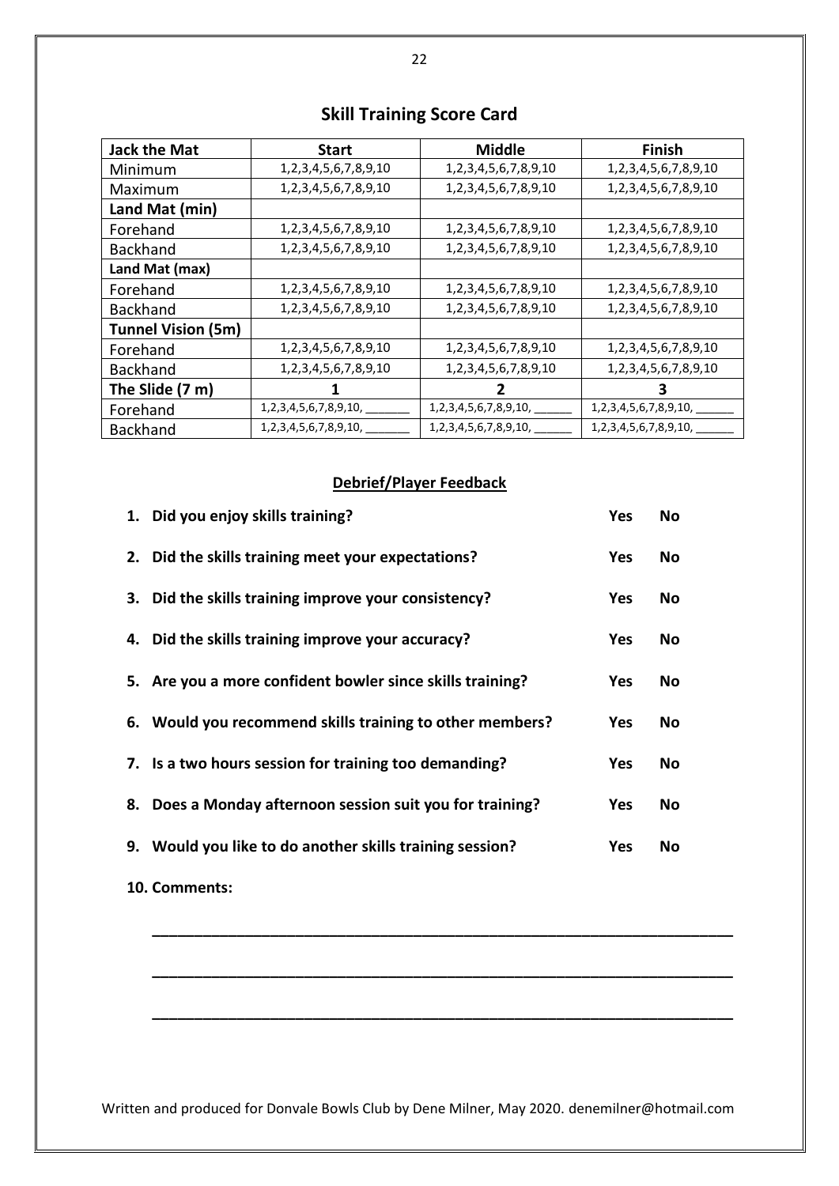## Skill Training Score Card

| Jack the Mat | Start | Middle | Finish |
|---|---|---|---|
| Minimum | 1,2,3,4,5,6,7,8,9,10 | 1,2,3,4,5,6,7,8,9,10 | 1,2,3,4,5,6,7,8,9,10 |
| Maximum | 1,2,3,4,5,6,7,8,9,10 | 1,2,3,4,5,6,7,8,9,10 | 1,2,3,4,5,6,7,8,9,10 |
| **Land Mat (min)** | | | |
| Forehand | 1,2,3,4,5,6,7,8,9,10 | 1,2,3,4,5,6,7,8,9,10 | 1,2,3,4,5,6,7,8,9,10 |
| Backhand | 1,2,3,4,5,6,7,8,9,10 | 1,2,3,4,5,6,7,8,9,10 | 1,2,3,4,5,6,7,8,9,10 |
| **Land Mat (max)** | | | |
| Forehand | 1,2,3,4,5,6,7,8,9,10 | 1,2,3,4,5,6,7,8,9,10 | 1,2,3,4,5,6,7,8,9,10 |
| Backhand | 1,2,3,4,5,6,7,8,9,10 | 1,2,3,4,5,6,7,8,9,10 | 1,2,3,4,5,6,7,8,9,10 |
| **Tunnel Vision (5m)** | | | |
| Forehand | 1,2,3,4,5,6,7,8,9,10 | 1,2,3,4,5,6,7,8,9,10 | 1,2,3,4,5,6,7,8,9,10 |
| Backhand | 1,2,3,4,5,6,7,8,9,10 | 1,2,3,4,5,6,7,8,9,10 | 1,2,3,4,5,6,7,8,9,10 |
| **The Slide (7 m)** | **1** | **2** | **3** |
| Forehand | 1,2,3,4,5,6,7,8,9,10, _______ | 1,2,3,4,5,6,7,8,9,10, ______ | 1,2,3,4,5,6,7,8,9,10, ______ |
| Backhand | 1,2,3,4,5,6,7,8,9,10, _______ | 1,2,3,4,5,6,7,8,9,10, ______ | 1,2,3,4,5,6,7,8,9,10, ______ |

### Debrief/Player Feedback

1. **Did you enjoy skills training?** **Yes No**
2. **Did the skills training meet your expectations?** **Yes No**
3. **Did the skills training improve your consistency?** **Yes No**
4. **Did the skills training improve your accuracy?** **Yes No**
5. **Are you a more confident bowler since skills training?** **Yes No**
6. **Would you recommend skills training to other members?** **Yes No**
7. **Is a two hours session for training too demanding?** **Yes No**
8. **Does a Monday afternoon session suit you for training?** **Yes No**
9. **Would you like to do another skills training session?** **Yes No**
10. **Comments:**

______________________________________________________________________

______________________________________________________________________

______________________________________________________________________

Written and produced for Donvale Bowls Club by Dene Milner, May 2020. denemilner@hotmail.com